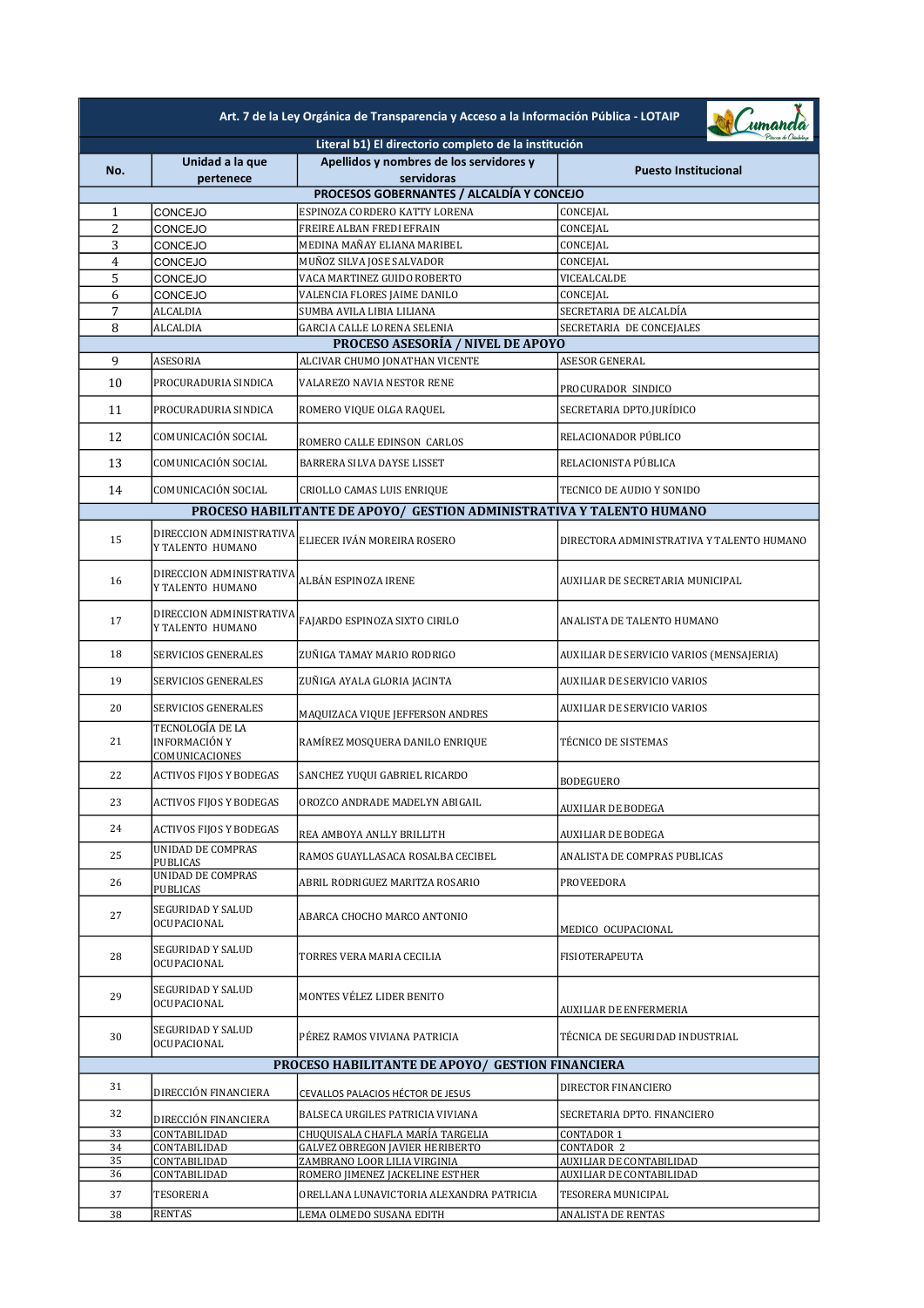**Art. 7 de la Ley Orgánica de Transparencia y Acceso a la Información Pública - LOTAIP**

**Literal b1) El directorio completo de la institución**

| No. | Unidad a la que pertenece | Apellidos y nombres de los servidores y servidoras | Puesto Institucional |
|---|---|---|---|
| **PROCESOS GOBERNANTES / ALCALDÍA Y CONCEJO** | | | |
| 1 | CONCEJO | ESPINOZA CORDERO KATTY LORENA | CONCEJAL |
| 2 | CONCEJO | FREIRE ALBAN FREDI EFRAIN | CONCEJAL |
| 3 | CONCEJO | MEDINA MAÑAY ELIANA MARIBEL | CONCEJAL |
| 4 | CONCEJO | MUÑOZ SILVA JOSE SALVADOR | CONCEJAL |
| 5 | CONCEJO | VACA MARTINEZ GUIDO ROBERTO | VICEALCALDE |
| 6 | CONCEJO | VALENCIA FLORES JAIME DANILO | CONCEJAL |
| 7 | ALCALDIA | SUMBA AVILA LIBIA LILIANA | SECRETARIA DE ALCALDÍA |
| 8 | ALCALDIA | GARCIA CALLE LORENA SELENIA | SECRETARIA DE CONCEJALES |
| **PROCESO ASESORÍA / NIVEL DE APOYO** | | | |
| 9 | ASESORIA | ALCIVAR CHUMO JONATHAN VICENTE | ASESOR GENERAL |
| 10 | PROCURADURIA SINDICA | VALAREZO NAVIA NESTOR RENE | PROCURADOR SINDICO |
| 11 | PROCURADURIA SINDICA | ROMERO VIQUE OLGA RAQUEL | SECRETARIA DPTO.JURÍDICO |
| 12 | COMUNICACIÓN SOCIAL | ROMERO CALLE EDINSON CARLOS | RELACIONADOR PÚBLICO |
| 13 | COMUNICACIÓN SOCIAL | BARRERA SILVA DAYSE LISSET | RELACIONISTA PÚBLICA |
| 14 | COMUNICACIÓN SOCIAL | CRIOLLO CAMAS LUIS ENRIQUE | TECNICO DE AUDIO Y SONIDO |
| **PROCESO HABILITANTE DE APOYO/ GESTION ADMINISTRATIVA Y TALENTO HUMANO** | | | |
| 15 | DIRECCION ADMINISTRATIVA Y TALENTO HUMANO | ELIECER IVÁN MOREIRA ROSERO | DIRECTORA ADMINISTRATIVA Y TALENTO HUMANO |
| 16 | DIRECCION ADMINISTRATIVA Y TALENTO HUMANO | ALBÁN ESPINOZA IRENE | AUXILIAR DE SECRETARIA MUNICIPAL |
| 17 | DIRECCION ADMINISTRATIVA Y TALENTO HUMANO | FAJARDO ESPINOZA SIXTO CIRILO | ANALISTA DE TALENTO HUMANO |
| 18 | SERVICIOS GENERALES | ZUÑIGA TAMAY MARIO RODRIGO | AUXILIAR DE SERVICIO VARIOS (MENSAJERIA) |
| 19 | SERVICIOS GENERALES | ZUÑIGA AYALA GLORIA JACINTA | AUXILIAR DE SERVICIO VARIOS |
| 20 | SERVICIOS GENERALES | MAQUIZACA VIQUE JEFFERSON ANDRES | AUXILIAR DE SERVICIO VARIOS |
| 21 | TECNOLOGÍA DE LA INFORMACIÓN Y COMUNICACIONES | RAMÍREZ MOSQUERA DANILO ENRIQUE | TÉCNICO DE SISTEMAS |
| 22 | ACTIVOS FIJOS Y BODEGAS | SANCHEZ YUQUI GABRIEL RICARDO | BODEGUERO |
| 23 | ACTIVOS FIJOS Y BODEGAS | OROZCO ANDRADE MADELYN ABIGAIL | AUXILIAR DE BODEGA |
| 24 | ACTIVOS FIJOS Y BODEGAS | REA AMBOYA ANLLY BRILLITH | AUXILIAR DE BODEGA |
| 25 | UNIDAD DE COMPRAS PUBLICAS | RAMOS GUAYLLASACA ROSALBA CECIBEL | ANALISTA DE COMPRAS PUBLICAS |
| 26 | UNIDAD DE COMPRAS PUBLICAS | ABRIL RODRIGUEZ MARITZA ROSARIO | PROVEEDORA |
| 27 | SEGURIDAD Y SALUD OCUPACIONAL | ABARCA CHOCHO MARCO ANTONIO | MEDICO OCUPACIONAL |
| 28 | SEGURIDAD Y SALUD OCUPACIONAL | TORRES VERA MARIA CECILIA | FISIOTERAPEUTA |
| 29 | SEGURIDAD Y SALUD OCUPACIONAL | MONTES VÉLEZ LIDER BENITO | AUXILIAR DE ENFERMERIA |
| 30 | SEGURIDAD Y SALUD OCUPACIONAL | PÉREZ RAMOS VIVIANA PATRICIA | TÉCNICA DE SEGURIDAD INDUSTRIAL |
| **PROCESO HABILITANTE DE APOYO/ GESTION FINANCIERA** | | | |
| 31 | DIRECCIÓN FINANCIERA | CEVALLOS PALACIOS HÉCTOR DE JESUS | DIRECTOR FINANCIERO |
| 32 | DIRECCIÓN FINANCIERA | BALSECA URGILES PATRICIA VIVIANA | SECRETARIA DPTO. FINANCIERO |
| 33 | CONTABILIDAD | CHUQUISALA CHAFLA MARÍA TARGELIA | CONTADOR 1 |
| 34 | CONTABILIDAD | GALVEZ OBREGON JAVIER HERIBERTO | CONTADOR 2 |
| 35 | CONTABILIDAD | ZAMBRANO LOOR LILIA VIRGINIA | AUXILIAR DE CONTABILIDAD |
| 36 | CONTABILIDAD | ROMERO JIMENEZ JACKELINE ESTHER | AUXILIAR DE CONTABILIDAD |
| 37 | TESORERIA | ORELLANA LUNAVICTORIA ALEXANDRA PATRICIA | TESORERA MUNICIPAL |
| 38 | RENTAS | LEMA OLMEDO SUSANA EDITH | ANALISTA DE RENTAS |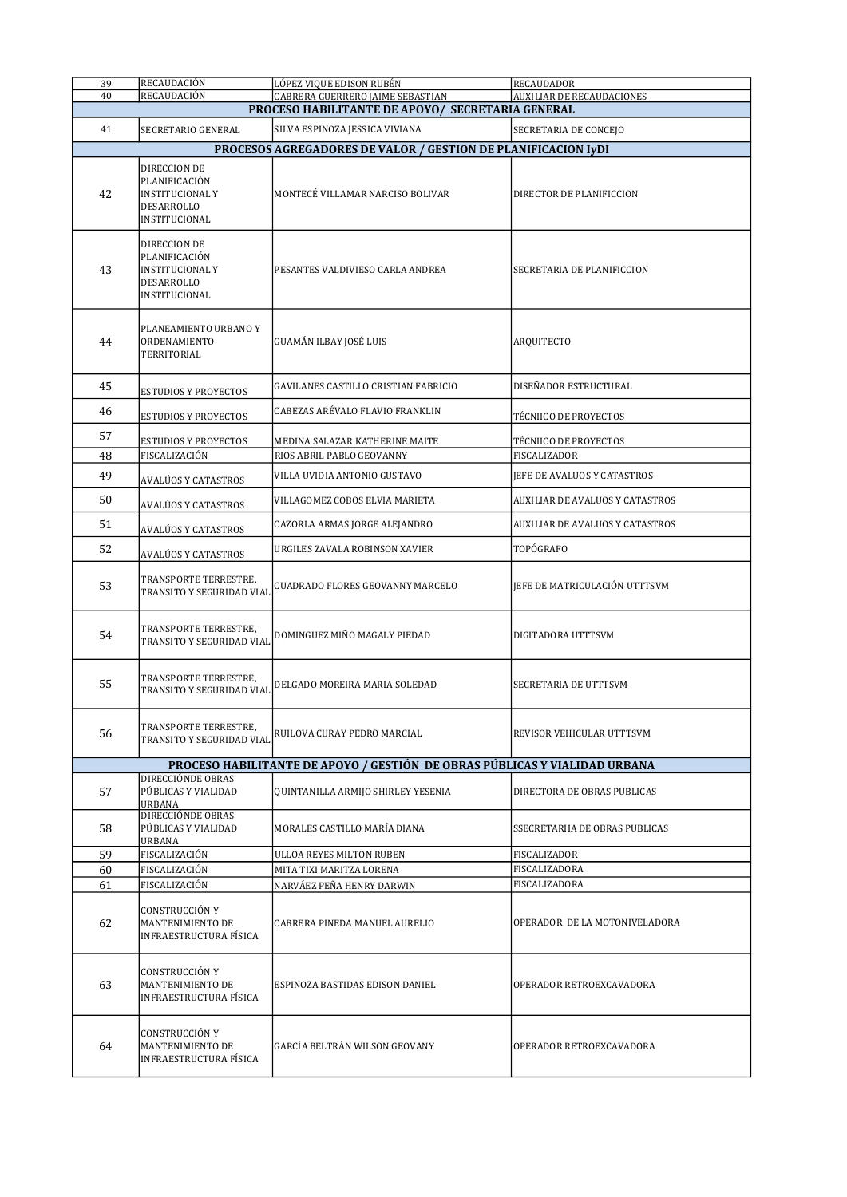| | | | |
|---|---|---|---|
| 39 | RECAUDACIÓN | LÓPEZ VIQUE EDISON RUBÉN | RECAUDADOR |
| 40 | RECAUDACIÓN | CABRERA GUERRERO JAIME SEBASTIAN | AUXILIAR DE RECAUDACIONES |
| **PROCESO HABILITANTE DE APOYO/ SECRETARIA GENERAL** | | | |
| 41 | SECRETARIO GENERAL | SILVA ESPINOZA JESSICA VIVIANA | SECRETARIA DE CONCEJO |
| **PROCESOS AGREGADORES DE VALOR / GESTION DE PLANIFICACION IyDI** | | | |
| 42 | DIRECCION DE PLANIFICACIÓN INSTITUCIONAL Y DESARROLLO INSTITUCIONAL | MONTECÉ VILLAMAR NARCISO BOLIVAR | DIRECTOR DE PLANIFICCION |
| 43 | DIRECCION DE PLANIFICACIÓN INSTITUCIONAL Y DESARROLLO INSTITUCIONAL | PESANTES VALDIVIESO CARLA ANDREA | SECRETARIA DE PLANIFICCION |
| 44 | PLANEAMIENTO URBANO Y ORDENAMIENTO TERRITORIAL | GUAMÁN ILBAY JOSÉ LUIS | ARQUITECTO |
| 45 | ESTUDIOS Y PROYECTOS | GAVILANES CASTILLO CRISTIAN FABRICIO | DISEÑADOR ESTRUCTURAL |
| 46 | ESTUDIOS Y PROYECTOS | CABEZAS ARÉVALO FLAVIO FRANKLIN | TÉCNIICO DE PROYECTOS |
| 57 | ESTUDIOS Y PROYECTOS | MEDINA SALAZAR KATHERINE MAITE | TÉCNIICO DE PROYECTOS |
| 48 | FISCALIZACIÓN | RIOS ABRIL PABLO GEOVANNY | FISCALIZADOR |
| 49 | AVALÚOS Y CATASTROS | VILLA UVIDIA ANTONIO GUSTAVO | JEFE DE AVALUOS Y CATASTROS |
| 50 | AVALÚOS Y CATASTROS | VILLAGOMEZ COBOS ELVIA MARIETA | AUXILIAR DE AVALUOS Y CATASTROS |
| 51 | AVALÚOS Y CATASTROS | CAZORLA ARMAS JORGE ALEJANDRO | AUXILIAR DE AVALUOS Y CATASTROS |
| 52 | AVALÚOS Y CATASTROS | URGILES ZAVALA ROBINSON XAVIER | TOPÓGRAFO |
| 53 | TRANSPORTE TERRESTRE, TRANSITO Y SEGURIDAD VIAL | CUADRADO FLORES GEOVANNY MARCELO | JEFE DE MATRICULACIÓN UTTTSVM |
| 54 | TRANSPORTE TERRESTRE, TRANSITO Y SEGURIDAD VIAL | DOMINGUEZ MIÑO MAGALY PIEDAD | DIGITADORA UTTTSVM |
| 55 | TRANSPORTE TERRESTRE, TRANSITO Y SEGURIDAD VIAL | DELGADO MOREIRA MARIA SOLEDAD | SECRETARIA DE UTTTSVM |
| 56 | TRANSPORTE TERRESTRE, TRANSITO Y SEGURIDAD VIAL | RUILOVA CURAY PEDRO MARCIAL | REVISOR VEHICULAR UTTTSVM |
| **PROCESO HABILITANTE DE APOYO / GESTIÓN DE OBRAS PÚBLICAS Y VIALIDAD URBANA** | | | |
| 57 | DIRECCIÓNDE OBRAS PÚBLICAS Y VIALIDAD URBANA | QUINTANILLA ARMIJO SHIRLEY YESENIA | DIRECTORA DE OBRAS PUBLICAS |
| 58 | DIRECCIÓNDE OBRAS PÚBLICAS Y VIALIDAD URBANA | MORALES CASTILLO MARÍA DIANA | SSECRETARIIA DE OBRAS PUBLICAS |
| 59 | FISCALIZACIÓN | ULLOA REYES MILTON RUBEN | FISCALIZADOR |
| 60 | FISCALIZACIÓN | MITA TIXI MARITZA LORENA | FISCALIZADORA |
| 61 | FISCALIZACIÓN | NARVÁEZ PEÑA HENRY DARWIN | FISCALIZADORA |
| 62 | CONSTRUCCIÓN Y MANTENIMIENTO DE INFRAESTRUCTURA FÍSICA | CABRERA PINEDA MANUEL AURELIO | OPERADOR DE LA MOTONIVELADORA |
| 63 | CONSTRUCCIÓN Y MANTENIMIENTO DE INFRAESTRUCTURA FÍSICA | ESPINOZA BASTIDAS EDISON DANIEL | OPERADOR RETROEXCAVADORA |
| 64 | CONSTRUCCIÓN Y MANTENIMIENTO DE INFRAESTRUCTURA FÍSICA | GARCÍA BELTRÁN WILSON GEOVANY | OPERADOR RETROEXCAVADORA |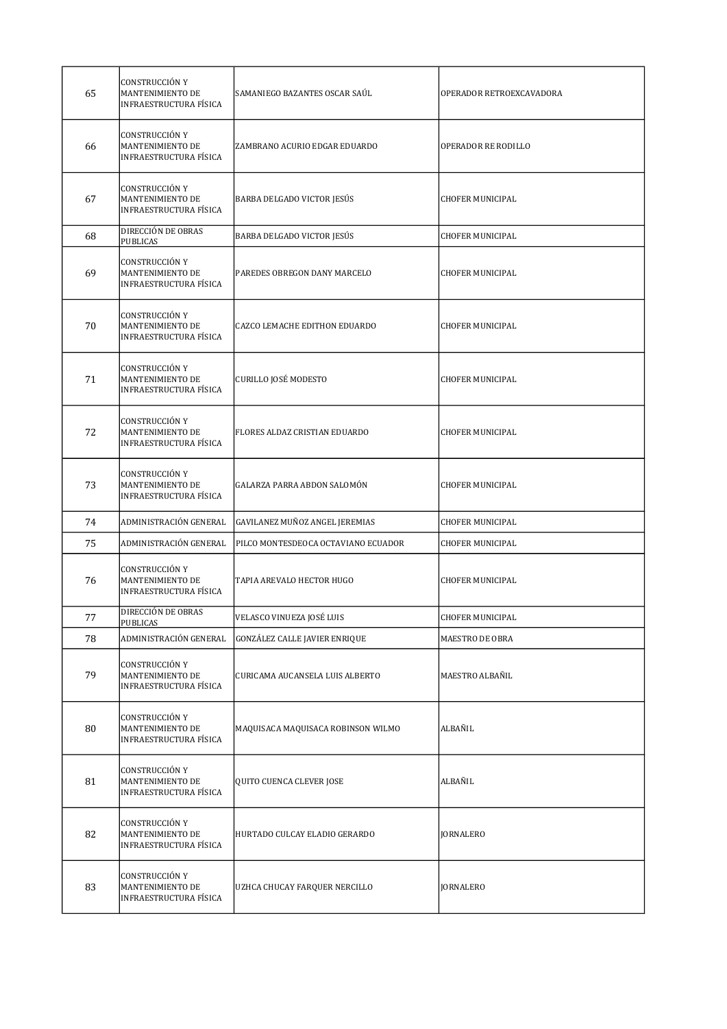| 65 | CONSTRUCCIÓN Y MANTENIMIENTO DE INFRAESTRUCTURA FÍSICA | SAMANIEGO BAZANTES OSCAR SAÚL | OPERADOR RETROEXCAVADORA |
|---|---|---|---|
| 66 | CONSTRUCCIÓN Y MANTENIMIENTO DE INFRAESTRUCTURA FÍSICA | ZAMBRANO ACURIO EDGAR EDUARDO | OPERADOR RE RODILLO |
| 67 | CONSTRUCCIÓN Y MANTENIMIENTO DE INFRAESTRUCTURA FÍSICA | BARBA DELGADO VICTOR JESÚS | CHOFER MUNICIPAL |
| 68 | DIRECCIÓN DE OBRAS PUBLICAS | BARBA DELGADO VICTOR JESÚS | CHOFER MUNICIPAL |
| 69 | CONSTRUCCIÓN Y MANTENIMIENTO DE INFRAESTRUCTURA FÍSICA | PAREDES OBREGON DANY MARCELO | CHOFER MUNICIPAL |
| 70 | CONSTRUCCIÓN Y MANTENIMIENTO DE INFRAESTRUCTURA FÍSICA | CAZCO LEMACHE EDITHON EDUARDO | CHOFER MUNICIPAL |
| 71 | CONSTRUCCIÓN Y MANTENIMIENTO DE INFRAESTRUCTURA FÍSICA | CURILLO JOSÉ MODESTO | CHOFER MUNICIPAL |
| 72 | CONSTRUCCIÓN Y MANTENIMIENTO DE INFRAESTRUCTURA FÍSICA | FLORES ALDAZ CRISTIAN EDUARDO | CHOFER MUNICIPAL |
| 73 | CONSTRUCCIÓN Y MANTENIMIENTO DE INFRAESTRUCTURA FÍSICA | GALARZA PARRA ABDON SALOMÓN | CHOFER MUNICIPAL |
| 74 | ADMINISTRACIÓN GENERAL | GAVILANEZ MUÑOZ ANGEL JEREMIAS | CHOFER MUNICIPAL |
| 75 | ADMINISTRACIÓN GENERAL | PILCO MONTESDEOCA OCTAVIANO ECUADOR | CHOFER MUNICIPAL |
| 76 | CONSTRUCCIÓN Y MANTENIMIENTO DE INFRAESTRUCTURA FÍSICA | TAPIA AREVALO HECTOR HUGO | CHOFER MUNICIPAL |
| 77 | DIRECCIÓN DE OBRAS PUBLICAS | VELASCO VINUEZA JOSÉ LUIS | CHOFER MUNICIPAL |
| 78 | ADMINISTRACIÓN GENERAL | GONZÁLEZ CALLE JAVIER ENRIQUE | MAESTRO DE OBRA |
| 79 | CONSTRUCCIÓN Y MANTENIMIENTO DE INFRAESTRUCTURA FÍSICA | CURICAMA AUCANSELA LUIS ALBERTO | MAESTRO ALBAÑIL |
| 80 | CONSTRUCCIÓN Y MANTENIMIENTO DE INFRAESTRUCTURA FÍSICA | MAQUISACA MAQUISACA ROBINSON WILMO | ALBAÑIL |
| 81 | CONSTRUCCIÓN Y MANTENIMIENTO DE INFRAESTRUCTURA FÍSICA | QUITO CUENCA CLEVER JOSE | ALBAÑIL |
| 82 | CONSTRUCCIÓN Y MANTENIMIENTO DE INFRAESTRUCTURA FÍSICA | HURTADO CULCAY ELADIO GERARDO | JORNALERO |
| 83 | CONSTRUCCIÓN Y MANTENIMIENTO DE INFRAESTRUCTURA FÍSICA | UZHCA CHUCAY FARQUER NERCILLO | JORNALERO |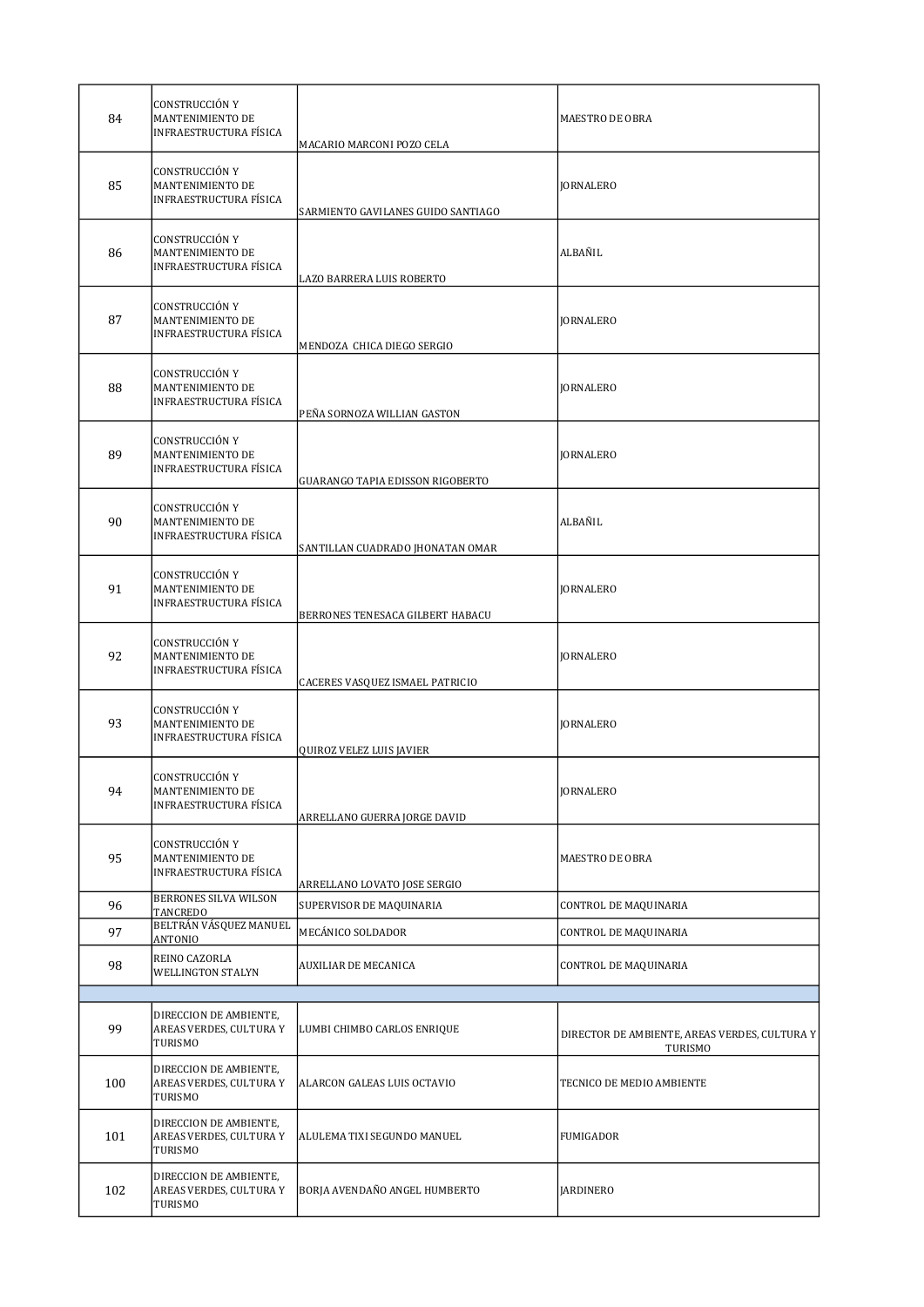| | | | |
|---|---|---|---|
| 84 | CONSTRUCCIÓN Y MANTENIMIENTO DE INFRAESTRUCTURA FÍSICA | MACARIO MARCONI POZO CELA | MAESTRO DE OBRA |
| 85 | CONSTRUCCIÓN Y MANTENIMIENTO DE INFRAESTRUCTURA FÍSICA | SARMIENTO GAVILANES GUIDO SANTIAGO | JORNALERO |
| 86 | CONSTRUCCIÓN Y MANTENIMIENTO DE INFRAESTRUCTURA FÍSICA | LAZO BARRERA LUIS ROBERTO | ALBAÑIL |
| 87 | CONSTRUCCIÓN Y MANTENIMIENTO DE INFRAESTRUCTURA FÍSICA | MENDOZA CHICA DIEGO SERGIO | JORNALERO |
| 88 | CONSTRUCCIÓN Y MANTENIMIENTO DE INFRAESTRUCTURA FÍSICA | PEÑA SORNOZA WILLIAN GASTON | JORNALERO |
| 89 | CONSTRUCCIÓN Y MANTENIMIENTO DE INFRAESTRUCTURA FÍSICA | GUARANGO TAPIA EDISSON RIGOBERTO | JORNALERO |
| 90 | CONSTRUCCIÓN Y MANTENIMIENTO DE INFRAESTRUCTURA FÍSICA | SANTILLAN CUADRADO JHONATAN OMAR | ALBAÑIL |
| 91 | CONSTRUCCIÓN Y MANTENIMIENTO DE INFRAESTRUCTURA FÍSICA | BERRONES TENESACA GILBERT HABACU | JORNALERO |
| 92 | CONSTRUCCIÓN Y MANTENIMIENTO DE INFRAESTRUCTURA FÍSICA | CACERES VASQUEZ ISMAEL PATRICIO | JORNALERO |
| 93 | CONSTRUCCIÓN Y MANTENIMIENTO DE INFRAESTRUCTURA FÍSICA | QUIROZ VELEZ LUIS JAVIER | JORNALERO |
| 94 | CONSTRUCCIÓN Y MANTENIMIENTO DE INFRAESTRUCTURA FÍSICA | ARRELLANO GUERRA JORGE DAVID | JORNALERO |
| 95 | CONSTRUCCIÓN Y MANTENIMIENTO DE INFRAESTRUCTURA FÍSICA | ARRELLANO LOVATO JOSE SERGIO | MAESTRO DE OBRA |
| 96 | BERRONES SILVA WILSON TANCREDO | SUPERVISOR DE MAQUINARIA | CONTROL DE MAQUINARIA |
| 97 | BELTRÁN VÁSQUEZ MANUEL ANTONIO | MECÁNICO SOLDADOR | CONTROL DE MAQUINARIA |
| 98 | REINO CAZORLA WELLINGTON STALYN | AUXILIAR DE MECANICA | CONTROL DE MAQUINARIA |
| | | | |
| 99 | DIRECCION DE AMBIENTE, AREAS VERDES, CULTURA Y TURISMO | LUMBI CHIMBO CARLOS ENRIQUE | DIRECTOR DE AMBIENTE, AREAS VERDES, CULTURA Y TURISMO |
| 100 | DIRECCION DE AMBIENTE, AREAS VERDES, CULTURA Y TURISMO | ALARCON GALEAS LUIS OCTAVIO | TECNICO DE MEDIO AMBIENTE |
| 101 | DIRECCION DE AMBIENTE, AREAS VERDES, CULTURA Y TURISMO | ALULEMA TIXI SEGUNDO MANUEL | FUMIGADOR |
| 102 | DIRECCION DE AMBIENTE, AREAS VERDES, CULTURA Y TURISMO | BORJA AVENDAÑO ANGEL HUMBERTO | JARDINERO |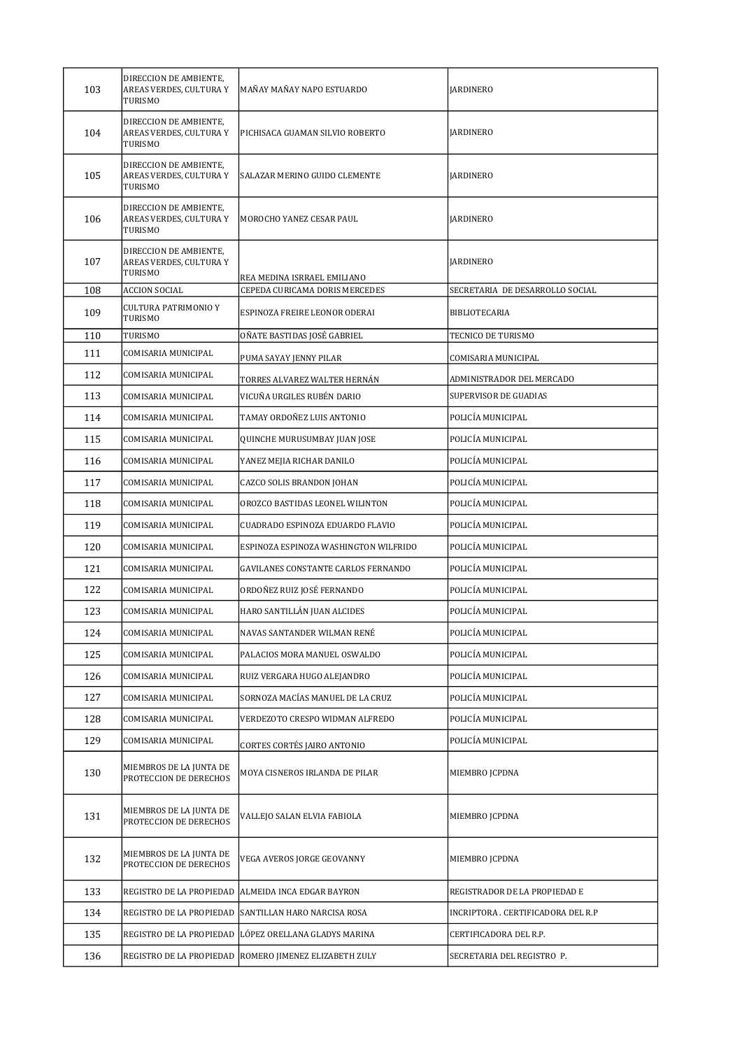| 103 | DIRECCION DE AMBIENTE, AREAS VERDES, CULTURA Y TURISMO | MAÑAY MAÑAY NAPO ESTUARDO | JARDINERO |
|---|---|---|---|
| 104 | DIRECCION DE AMBIENTE, AREAS VERDES, CULTURA Y TURISMO | PICHISACA GUAMAN SILVIO ROBERTO | JARDINERO |
| 105 | DIRECCION DE AMBIENTE, AREAS VERDES, CULTURA Y TURISMO | SALAZAR MERINO GUIDO CLEMENTE | JARDINERO |
| 106 | DIRECCION DE AMBIENTE, AREAS VERDES, CULTURA Y TURISMO | MOROCHO YANEZ CESAR PAUL | JARDINERO |
| 107 | DIRECCION DE AMBIENTE, AREAS VERDES, CULTURA Y TURISMO | REA MEDINA ISRRAEL EMILIANO | JARDINERO |
| 108 | ACCION SOCIAL | CEPEDA CURICAMA DORIS MERCEDES | SECRETARIA DE DESARROLLO SOCIAL |
| 109 | CULTURA PATRIMONIO Y TURISMO | ESPINOZA FREIRE LEONOR ODERAI | BIBLIOTECARIA |
| 110 | TURISMO | OÑATE BASTIDAS JOSÉ GABRIEL | TECNICO DE TURISMO |
| 111 | COMISARIA MUNICIPAL | PUMA SAYAY JENNY PILAR | COMISARIA MUNICIPAL |
| 112 | COMISARIA MUNICIPAL | TORRES ALVAREZ WALTER HERNÁN | ADMINISTRADOR DEL MERCADO |
| 113 | COMISARIA MUNICIPAL | VICUÑA URGILES RUBÉN DARIO | SUPERVISOR DE GUADIAS |
| 114 | COMISARIA MUNICIPAL | TAMAY ORDOÑEZ LUIS ANTONIO | POLICÍA MUNICIPAL |
| 115 | COMISARIA MUNICIPAL | QUINCHE MURUSUMBAY JUAN JOSE | POLICÍA MUNICIPAL |
| 116 | COMISARIA MUNICIPAL | YANEZ MEJIA RICHAR DANILO | POLICÍA MUNICIPAL |
| 117 | COMISARIA MUNICIPAL | CAZCO SOLIS BRANDON JOHAN | POLICÍA MUNICIPAL |
| 118 | COMISARIA MUNICIPAL | OROZCO BASTIDAS LEONEL WILINTON | POLICÍA MUNICIPAL |
| 119 | COMISARIA MUNICIPAL | CUADRADO ESPINOZA EDUARDO FLAVIO | POLICÍA MUNICIPAL |
| 120 | COMISARIA MUNICIPAL | ESPINOZA ESPINOZA WASHINGTON WILFRIDO | POLICÍA MUNICIPAL |
| 121 | COMISARIA MUNICIPAL | GAVILANES CONSTANTE CARLOS FERNANDO | POLICÍA MUNICIPAL |
| 122 | COMISARIA MUNICIPAL | ORDOÑEZ RUIZ JOSÉ FERNANDO | POLICÍA MUNICIPAL |
| 123 | COMISARIA MUNICIPAL | HARO SANTILLÁN JUAN ALCIDES | POLICÍA MUNICIPAL |
| 124 | COMISARIA MUNICIPAL | NAVAS SANTANDER WILMAN RENÉ | POLICÍA MUNICIPAL |
| 125 | COMISARIA MUNICIPAL | PALACIOS MORA MANUEL OSWALDO | POLICÍA MUNICIPAL |
| 126 | COMISARIA MUNICIPAL | RUIZ VERGARA HUGO ALEJANDRO | POLICÍA MUNICIPAL |
| 127 | COMISARIA MUNICIPAL | SORNOZA MACÍAS MANUEL DE LA CRUZ | POLICÍA MUNICIPAL |
| 128 | COMISARIA MUNICIPAL | VERDEZOTO CRESPO WIDMAN ALFREDO | POLICÍA MUNICIPAL |
| 129 | COMISARIA MUNICIPAL | CORTES CORTÉS JAIRO ANTONIO | POLICÍA MUNICIPAL |
| 130 | MIEMBROS DE LA JUNTA DE PROTECCION DE DERECHOS | MOYA CISNEROS IRLANDA DE PILAR | MIEMBRO JCPDNA |
| 131 | MIEMBROS DE LA JUNTA DE PROTECCION DE DERECHOS | VALLEJO SALAN ELVIA FABIOLA | MIEMBRO JCPDNA |
| 132 | MIEMBROS DE LA JUNTA DE PROTECCION DE DERECHOS | VEGA AVEROS JORGE GEOVANNY | MIEMBRO JCPDNA |
| 133 | REGISTRO DE LA PROPIEDAD | ALMEIDA INCA EDGAR BAYRON | REGISTRADOR DE LA PROPIEDAD E |
| 134 | REGISTRO DE LA PROPIEDAD | SANTILLAN HARO NARCISA ROSA | INCRIPTORA . CERTIFICADORA DEL R.P |
| 135 | REGISTRO DE LA PROPIEDAD | LÓPEZ ORELLANA GLADYS MARINA | CERTIFICADORA DEL R.P. |
| 136 | REGISTRO DE LA PROPIEDAD | ROMERO JIMENEZ ELIZABETH ZULY | SECRETARIA DEL REGISTRO P. |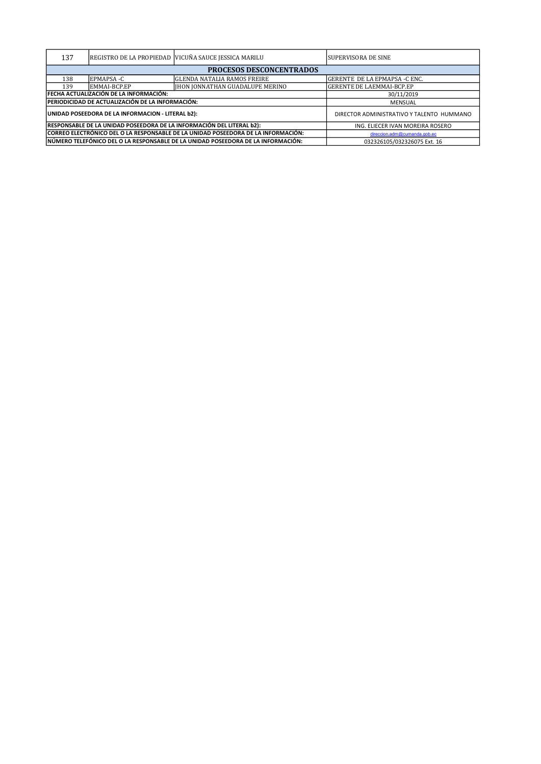| | | | |
|---|---|---|---|
| 137 | REGISTRO DE LA PROPIEDAD | VICUÑA SAUCE JESSICA MARILU | SUPERVISORA DE SINE |
| **PROCESOS DESCONCENTRADOS** | | | |
| 138 | EPMAPSA -C | GLENDA NATALIA RAMOS FREIRE | GERENTE DE LA EPMAPSA -C ENC. |
| 139 | EMMAI-BCP.EP | JHON JONNATHAN GUADALUPE MERINO | GERENTE DE LAEMMAI-BCP.EP |
| **FECHA ACTUALIZACIÓN DE LA INFORMACIÓN:** | | | 30/11/2019 |
| **PERIODICIDAD DE ACTUALIZACIÓN DE LA INFORMACIÓN:** | | | MENSUAL |
| **UNIDAD POSEEDORA DE LA INFORMACION - LITERAL b2):** | | | DIRECTOR ADMINISTRATIVO Y TALENTO HUMMANO |
| **RESPONSABLE DE LA UNIDAD POSEEDORA DE LA INFORMACIÓN DEL LITERAL b2):** | | | ING. ELIECER IVAN MOREIRA ROSERO |
| **CORREO ELECTRÓNICO DEL O LA RESPONSABLE DE LA UNIDAD POSEEDORA DE LA INFORMACIÓN:** | | | direccion.adm@cumanda.gob.ec |
| **NÚMERO TELEFÓNICO DEL O LA RESPONSABLE DE LA UNIDAD POSEEDORA DE LA INFORMACIÓN:** | | | 032326105/032326075 Ext. 16 |